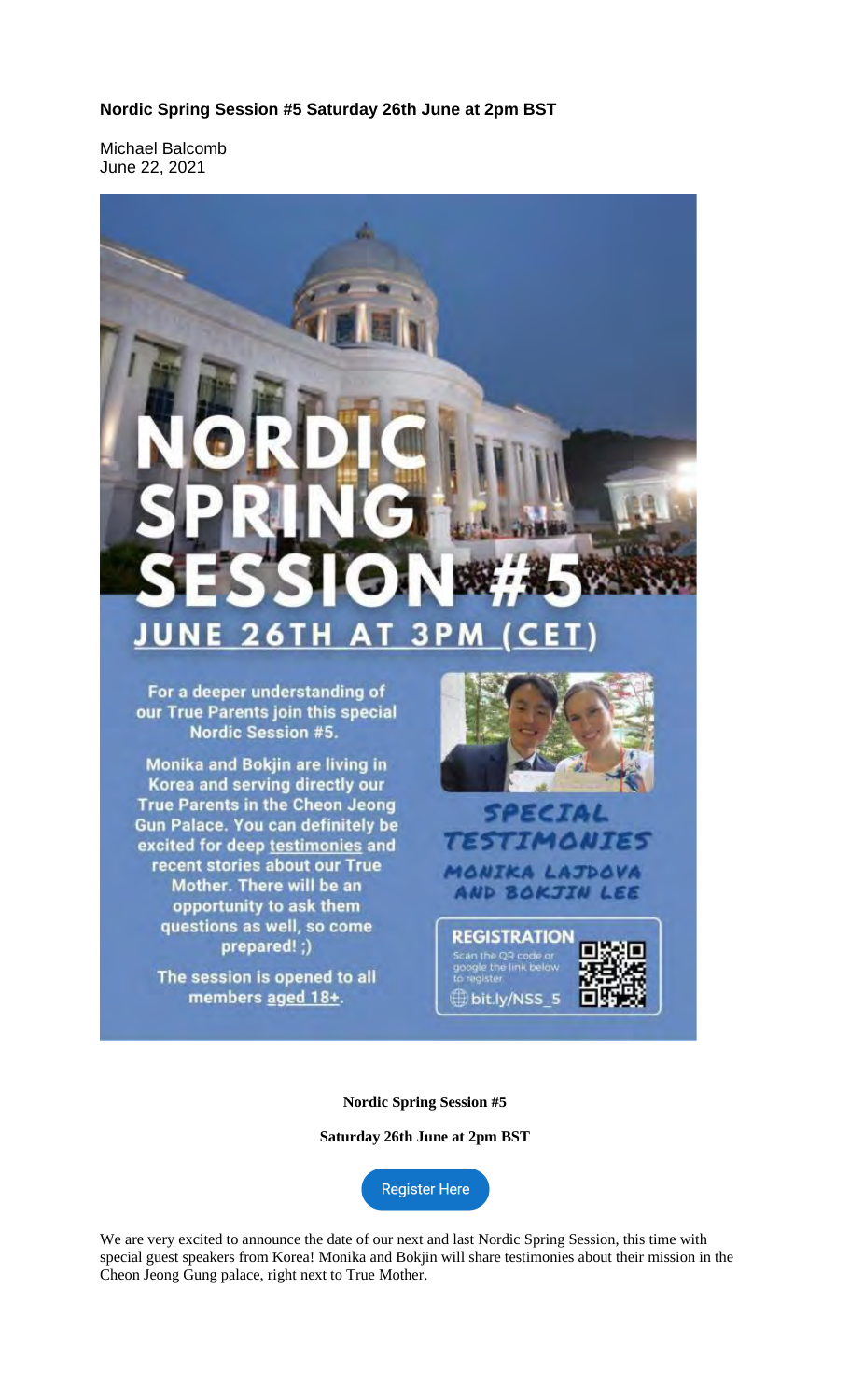**Nordic Spring Session #5 Saturday 26th June at 2pm BST**

Michael Balcomb
June 22, 2021

# NORDIC SPRING SESSION #5

## JUNE 26TH AT 3PM (CET)

For a deeper understanding of our True Parents join this special Nordic Session #5.

Monika and Bokjin are living in Korea and serving directly our True Parents in the Cheon Jeong Gun Palace. You can definitely be excited for deep testimonies and recent stories about our True Mother. There will be an opportunity to ask them questions as well, so come prepared! ;)

The session is opened to all members aged 18+.

SPECIAL TESTIMONIES
MONIKA LAJDOVA AND BOKJIN LEE

REGISTRATION
Scan the QR code or google the link below to register
bit.ly/NSS_5

**Nordic Spring Session #5**

**Saturday 26th June at 2pm BST**

Register Here

We are very excited to announce the date of our next and last Nordic Spring Session, this time with special guest speakers from Korea! Monika and Bokjin will share testimonies about their mission in the Cheon Jeong Gung palace, right next to True Mother.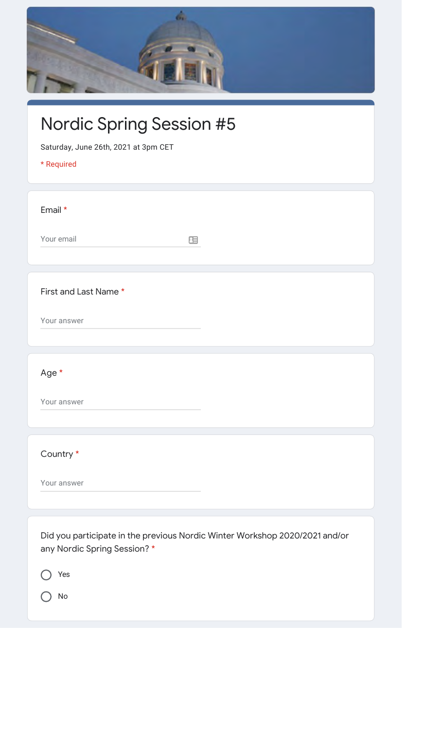# Nordic Spring Session #5

Saturday, June 26th, 2021 at 3pm CET

* Required

Email *

Your email

First and Last Name *

Your answer

Age *

Your answer

Country *

Your answer

Did you participate in the previous Nordic Winter Workshop 2020/2021 and/or any Nordic Spring Session? *

- Yes
- No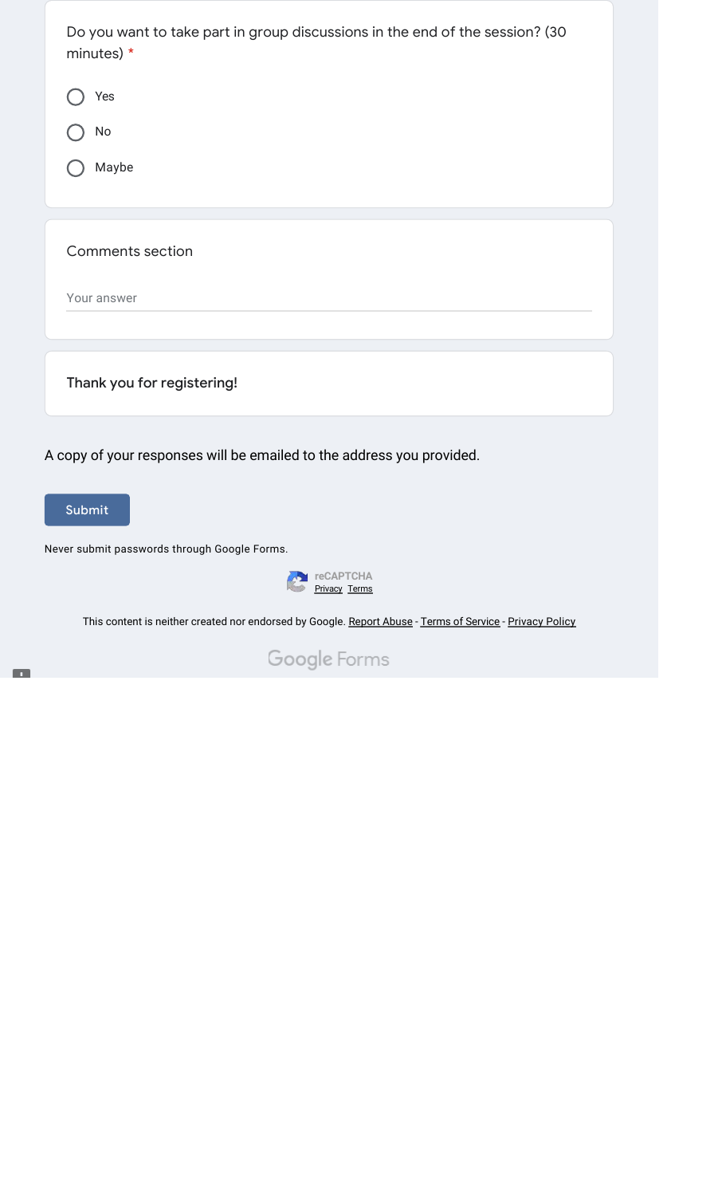Do you want to take part in group discussions in the end of the session? (30 minutes) *

- Yes
- No
- Maybe

Comments section

Your answer

**Thank you for registering!**

A copy of your responses will be emailed to the address you provided.

Submit

Never submit passwords through Google Forms.

reCAPTCHA
Privacy Terms

This content is neither created nor endorsed by Google. Report Abuse - Terms of Service - Privacy Policy

Google Forms